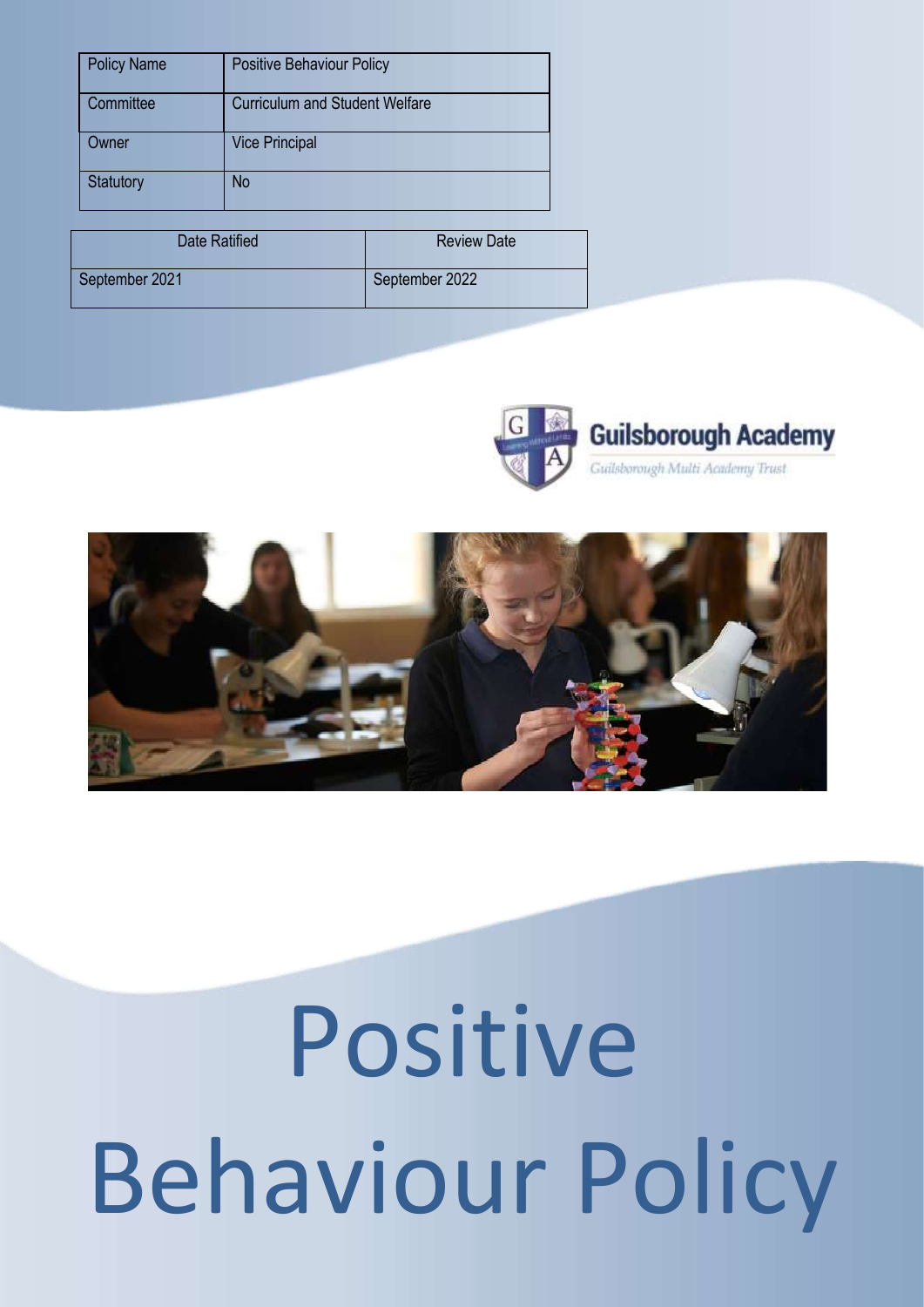| Policy Name | Positive Behaviour Policy |
| --- | --- |
| Committee | Curriculum and Student Welfare |
| Owner | Vice Principal |
| Statutory | No |

| Date Ratified | Review Date |
| --- | --- |
| September 2021 | September 2022 |

Guilsborough Academy

Guilsborough Multi Academy Trust

# Positive Behaviour Policy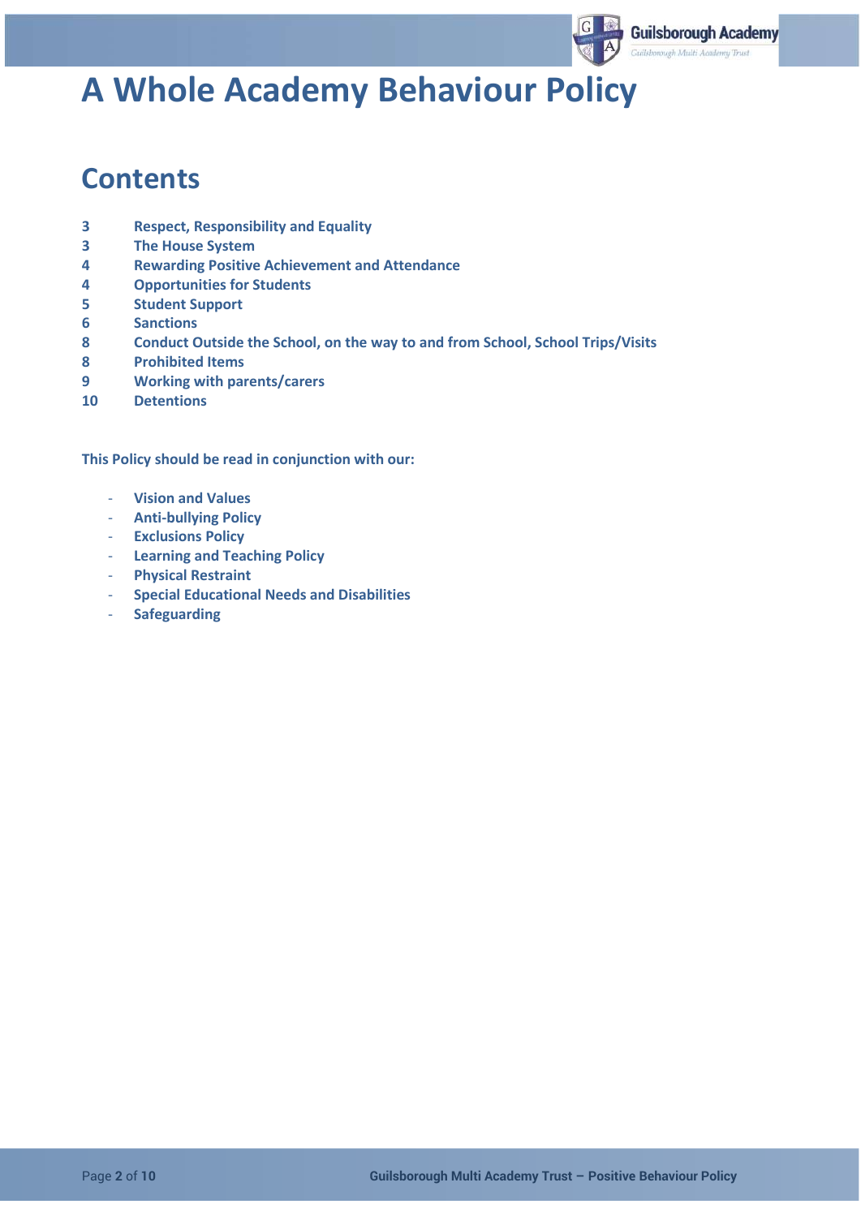# A Whole Academy Behaviour Policy

## Contents

| | |
|---|---|
| 3 | Respect, Responsibility and Equality |
| 3 | The House System |
| 4 | Rewarding Positive Achievement and Attendance |
| 4 | Opportunities for Students |
| 5 | Student Support |
| 6 | Sanctions |
| 8 | Conduct Outside the School, on the way to and from School, School Trips/Visits |
| 8 | Prohibited Items |
| 9 | Working with parents/carers |
| 10 | Detentions |

**This Policy should be read in conjunction with our:**

- **Vision and Values**
- **Anti-bullying Policy**
- **Exclusions Policy**
- **Learning and Teaching Policy**
- **Physical Restraint**
- **Special Educational Needs and Disabilities**
- **Safeguarding**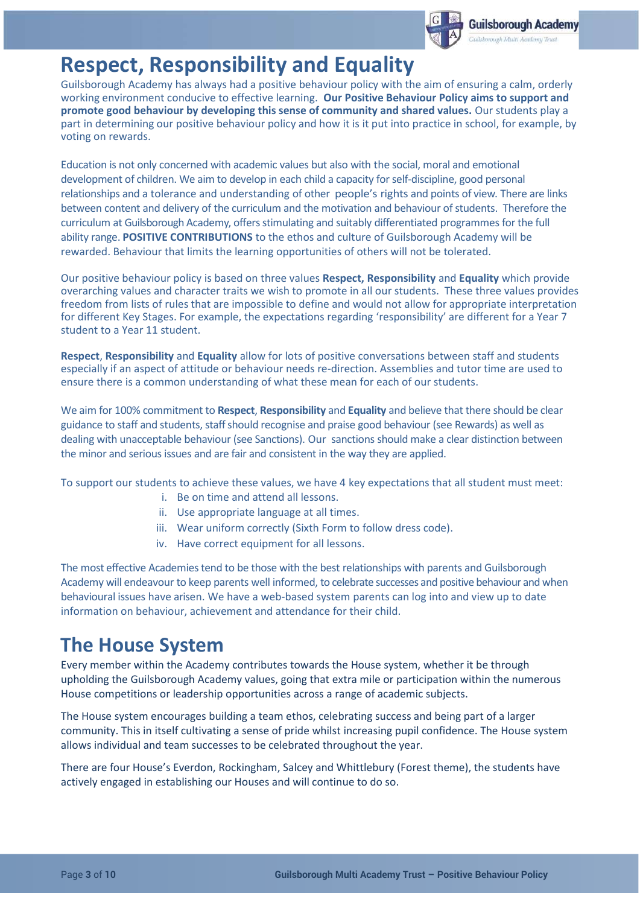# Respect, Responsibility and Equality

Guilsborough Academy has always had a positive behaviour policy with the aim of ensuring a calm, orderly working environment conducive to effective learning. **Our Positive Behaviour Policy aims to support and promote good behaviour by developing this sense of community and shared values.** Our students play a part in determining our positive behaviour policy and how it is it put into practice in school, for example, by voting on rewards.

Education is not only concerned with academic values but also with the social, moral and emotional development of children. We aim to develop in each child a capacity for self-discipline, good personal relationships and a tolerance and understanding of other people's rights and points of view. There are links between content and delivery of the curriculum and the motivation and behaviour of students. Therefore the curriculum at Guilsborough Academy, offers stimulating and suitably differentiated programmes for the full ability range. **POSITIVE CONTRIBUTIONS** to the ethos and culture of Guilsborough Academy will be rewarded. Behaviour that limits the learning opportunities of others will not be tolerated.

Our positive behaviour policy is based on three values **Respect, Responsibility** and **Equality** which provide overarching values and character traits we wish to promote in all our students. These three values provides freedom from lists of rules that are impossible to define and would not allow for appropriate interpretation for different Key Stages. For example, the expectations regarding 'responsibility' are different for a Year 7 student to a Year 11 student.

**Respect**, **Responsibility** and **Equality** allow for lots of positive conversations between staff and students especially if an aspect of attitude or behaviour needs re-direction. Assemblies and tutor time are used to ensure there is a common understanding of what these mean for each of our students.

We aim for 100% commitment to **Respect**, **Responsibility** and **Equality** and believe that there should be clear guidance to staff and students, staff should recognise and praise good behaviour (see Rewards) as well as dealing with unacceptable behaviour (see Sanctions). Our sanctions should make a clear distinction between the minor and serious issues and are fair and consistent in the way they are applied.

To support our students to achieve these values, we have 4 key expectations that all student must meet:

i. Be on time and attend all lessons.
ii. Use appropriate language at all times.
iii. Wear uniform correctly (Sixth Form to follow dress code).
iv. Have correct equipment for all lessons.

The most effective Academies tend to be those with the best relationships with parents and Guilsborough Academy will endeavour to keep parents well informed, to celebrate successes and positive behaviour and when behavioural issues have arisen. We have a web-based system parents can log into and view up to date information on behaviour, achievement and attendance for their child.

# The House System

Every member within the Academy contributes towards the House system, whether it be through upholding the Guilsborough Academy values, going that extra mile or participation within the numerous House competitions or leadership opportunities across a range of academic subjects.

The House system encourages building a team ethos, celebrating success and being part of a larger community. This in itself cultivating a sense of pride whilst increasing pupil confidence. The House system allows individual and team successes to be celebrated throughout the year.

There are four House's Everdon, Rockingham, Salcey and Whittlebury (Forest theme), the students have actively engaged in establishing our Houses and will continue to do so.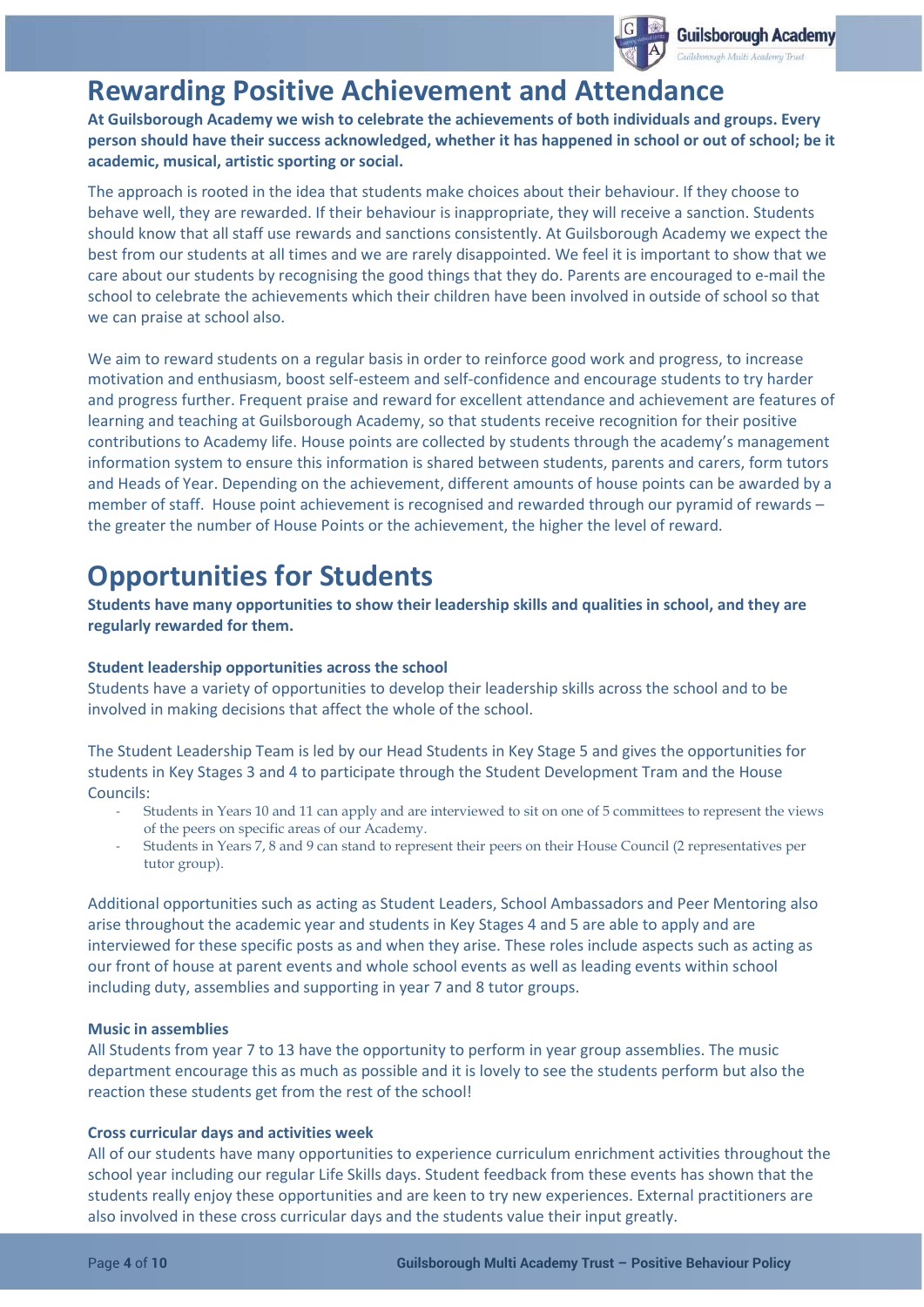# Rewarding Positive Achievement and Attendance

**At Guilsborough Academy we wish to celebrate the achievements of both individuals and groups. Every person should have their success acknowledged, whether it has happened in school or out of school; be it academic, musical, artistic sporting or social.**

The approach is rooted in the idea that students make choices about their behaviour. If they choose to behave well, they are rewarded. If their behaviour is inappropriate, they will receive a sanction. Students should know that all staff use rewards and sanctions consistently. At Guilsborough Academy we expect the best from our students at all times and we are rarely disappointed. We feel it is important to show that we care about our students by recognising the good things that they do. Parents are encouraged to e-mail the school to celebrate the achievements which their children have been involved in outside of school so that we can praise at school also.

We aim to reward students on a regular basis in order to reinforce good work and progress, to increase motivation and enthusiasm, boost self-esteem and self-confidence and encourage students to try harder and progress further. Frequent praise and reward for excellent attendance and achievement are features of learning and teaching at Guilsborough Academy, so that students receive recognition for their positive contributions to Academy life. House points are collected by students through the academy's management information system to ensure this information is shared between students, parents and carers, form tutors and Heads of Year. Depending on the achievement, different amounts of house points can be awarded by a member of staff. House point achievement is recognised and rewarded through our pyramid of rewards – the greater the number of House Points or the achievement, the higher the level of reward.

# Opportunities for Students

**Students have many opportunities to show their leadership skills and qualities in school, and they are regularly rewarded for them.**

**Student leadership opportunities across the school**

Students have a variety of opportunities to develop their leadership skills across the school and to be involved in making decisions that affect the whole of the school.

The Student Leadership Team is led by our Head Students in Key Stage 5 and gives the opportunities for students in Key Stages 3 and 4 to participate through the Student Development Tram and the House Councils:

- Students in Years 10 and 11 can apply and are interviewed to sit on one of 5 committees to represent the views of the peers on specific areas of our Academy.
- Students in Years 7, 8 and 9 can stand to represent their peers on their House Council (2 representatives per tutor group).

Additional opportunities such as acting as Student Leaders, School Ambassadors and Peer Mentoring also arise throughout the academic year and students in Key Stages 4 and 5 are able to apply and are interviewed for these specific posts as and when they arise. These roles include aspects such as acting as our front of house at parent events and whole school events as well as leading events within school including duty, assemblies and supporting in year 7 and 8 tutor groups.

**Music in assemblies**

All Students from year 7 to 13 have the opportunity to perform in year group assemblies. The music department encourage this as much as possible and it is lovely to see the students perform but also the reaction these students get from the rest of the school!

**Cross curricular days and activities week**

All of our students have many opportunities to experience curriculum enrichment activities throughout the school year including our regular Life Skills days. Student feedback from these events has shown that the students really enjoy these opportunities and are keen to try new experiences. External practitioners are also involved in these cross curricular days and the students value their input greatly.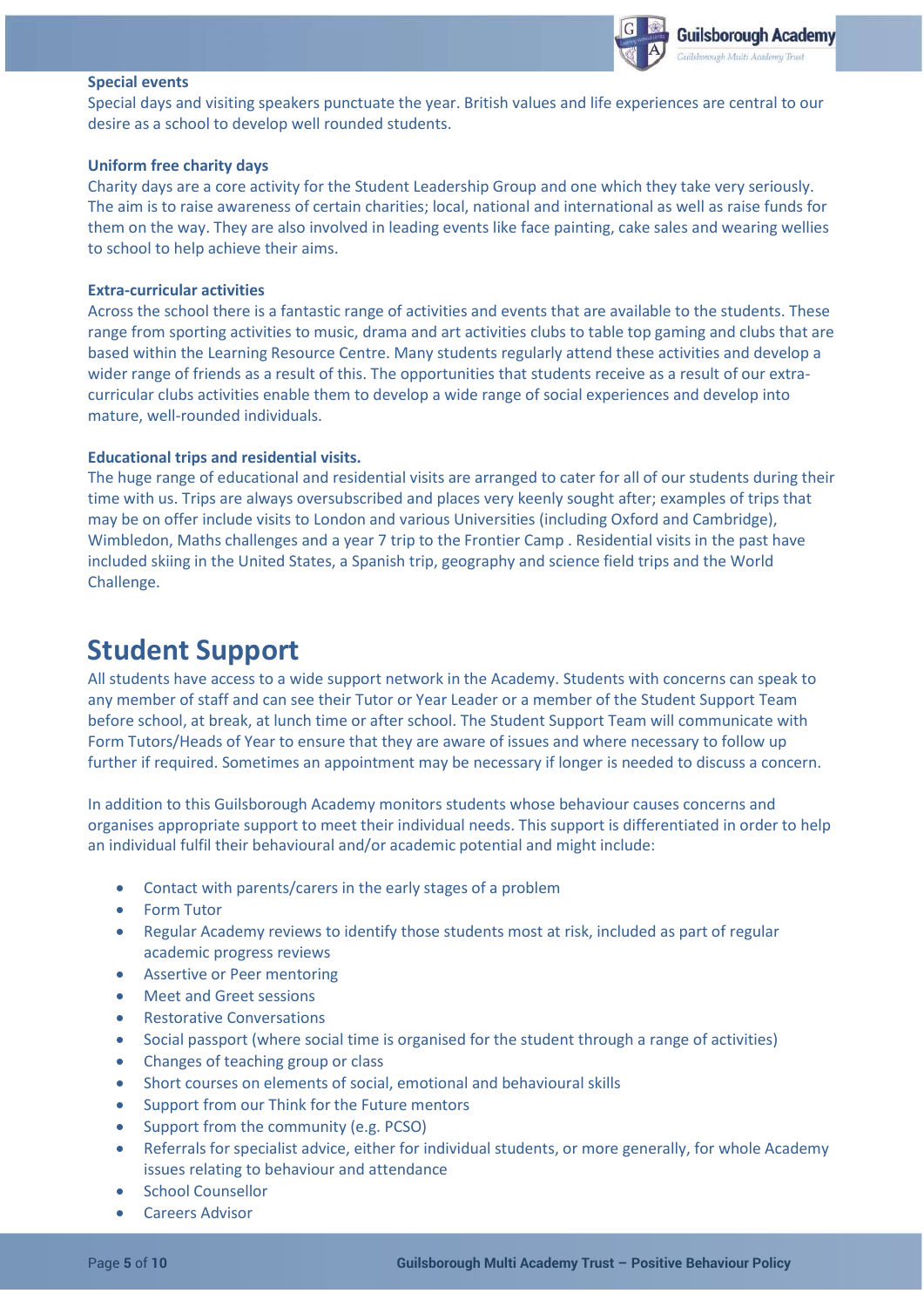### Special events

Special days and visiting speakers punctuate the year. British values and life experiences are central to our desire as a school to develop well rounded students.

### Uniform free charity days

Charity days are a core activity for the Student Leadership Group and one which they take very seriously. The aim is to raise awareness of certain charities; local, national and international as well as raise funds for them on the way. They are also involved in leading events like face painting, cake sales and wearing wellies to school to help achieve their aims.

### Extra-curricular activities

Across the school there is a fantastic range of activities and events that are available to the students. These range from sporting activities to music, drama and art activities clubs to table top gaming and clubs that are based within the Learning Resource Centre. Many students regularly attend these activities and develop a wider range of friends as a result of this. The opportunities that students receive as a result of our extra-curricular clubs activities enable them to develop a wide range of social experiences and develop into mature, well-rounded individuals.

### Educational trips and residential visits.

The huge range of educational and residential visits are arranged to cater for all of our students during their time with us. Trips are always oversubscribed and places very keenly sought after; examples of trips that may be on offer include visits to London and various Universities (including Oxford and Cambridge), Wimbledon, Maths challenges and a year 7 trip to the Frontier Camp . Residential visits in the past have included skiing in the United States, a Spanish trip, geography and science field trips and the World Challenge.

## Student Support

All students have access to a wide support network in the Academy. Students with concerns can speak to any member of staff and can see their Tutor or Year Leader or a member of the Student Support Team before school, at break, at lunch time or after school. The Student Support Team will communicate with Form Tutors/Heads of Year to ensure that they are aware of issues and where necessary to follow up further if required. Sometimes an appointment may be necessary if longer is needed to discuss a concern.

In addition to this Guilsborough Academy monitors students whose behaviour causes concerns and organises appropriate support to meet their individual needs. This support is differentiated in order to help an individual fulfil their behavioural and/or academic potential and might include:

- Contact with parents/carers in the early stages of a problem
- Form Tutor
- Regular Academy reviews to identify those students most at risk, included as part of regular academic progress reviews
- Assertive or Peer mentoring
- Meet and Greet sessions
- Restorative Conversations
- Social passport (where social time is organised for the student through a range of activities)
- Changes of teaching group or class
- Short courses on elements of social, emotional and behavioural skills
- Support from our Think for the Future mentors
- Support from the community (e.g. PCSO)
- Referrals for specialist advice, either for individual students, or more generally, for whole Academy issues relating to behaviour and attendance
- School Counsellor
- Careers Advisor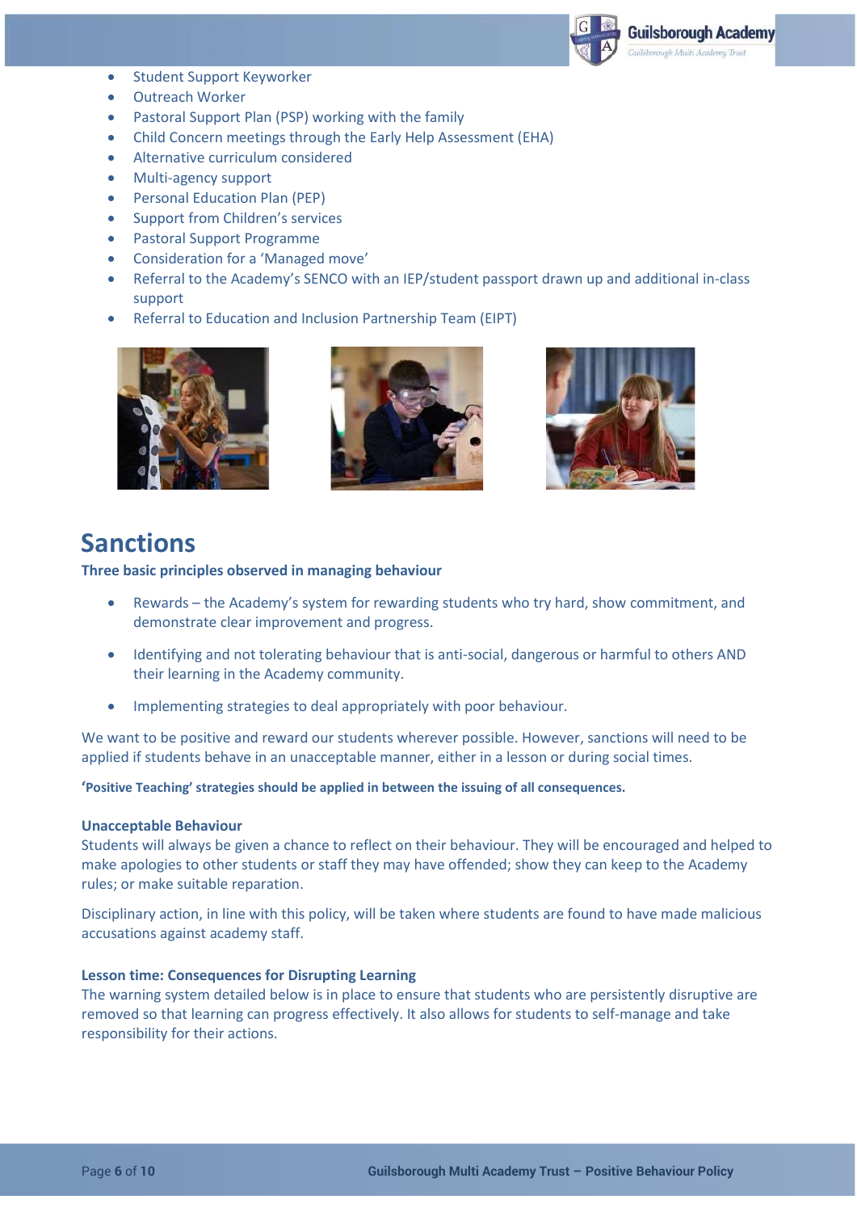- Student Support Keyworker
- Outreach Worker
- Pastoral Support Plan (PSP) working with the family
- Child Concern meetings through the Early Help Assessment (EHA)
- Alternative curriculum considered
- Multi-agency support
- Personal Education Plan (PEP)
- Support from Children's services
- Pastoral Support Programme
- Consideration for a 'Managed move'
- Referral to the Academy's SENCO with an IEP/student passport drawn up and additional in-class support
- Referral to Education and Inclusion Partnership Team (EIPT)

# Sanctions

**Three basic principles observed in managing behaviour**

- Rewards – the Academy's system for rewarding students who try hard, show commitment, and demonstrate clear improvement and progress.
- Identifying and not tolerating behaviour that is anti-social, dangerous or harmful to others AND their learning in the Academy community.
- Implementing strategies to deal appropriately with poor behaviour.

We want to be positive and reward our students wherever possible. However, sanctions will need to be applied if students behave in an unacceptable manner, either in a lesson or during social times.

**'Positive Teaching' strategies should be applied in between the issuing of all consequences.**

**Unacceptable Behaviour**

Students will always be given a chance to reflect on their behaviour. They will be encouraged and helped to make apologies to other students or staff they may have offended; show they can keep to the Academy rules; or make suitable reparation.

Disciplinary action, in line with this policy, will be taken where students are found to have made malicious accusations against academy staff.

**Lesson time: Consequences for Disrupting Learning**

The warning system detailed below is in place to ensure that students who are persistently disruptive are removed so that learning can progress effectively. It also allows for students to self-manage and take responsibility for their actions.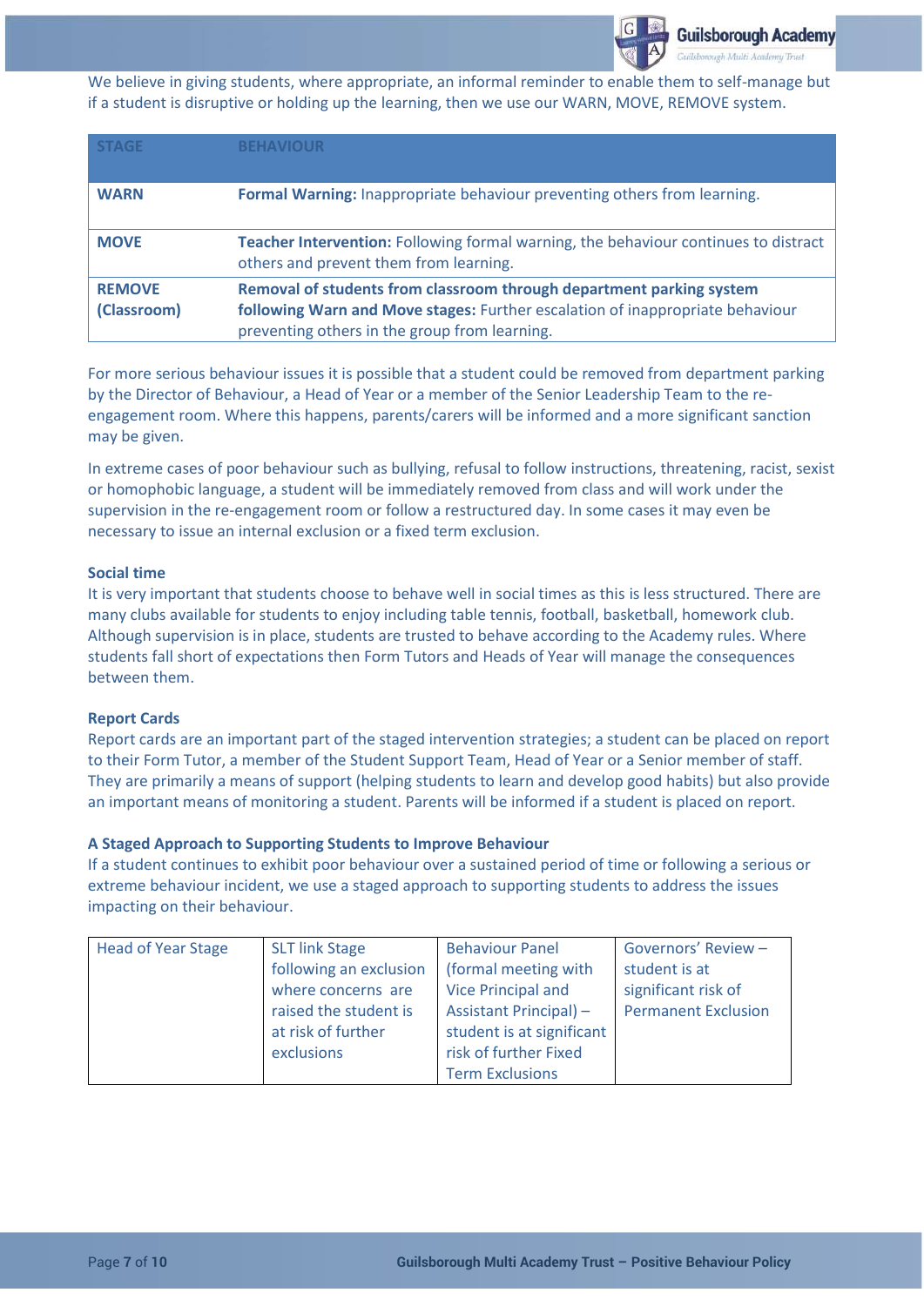We believe in giving students, where appropriate, an informal reminder to enable them to self-manage but if a student is disruptive or holding up the learning, then we use our WARN, MOVE, REMOVE system.

| STAGE | BEHAVIOUR |
|---|---|
| **WARN** | **Formal Warning:** Inappropriate behaviour preventing others from learning. |
| **MOVE** | **Teacher Intervention:** Following formal warning, the behaviour continues to distract others and prevent them from learning. |
| **REMOVE (Classroom)** | **Removal of students from classroom through department parking system following Warn and Move stages:** Further escalation of inappropriate behaviour preventing others in the group from learning. |

For more serious behaviour issues it is possible that a student could be removed from department parking by the Director of Behaviour, a Head of Year or a member of the Senior Leadership Team to the re-engagement room. Where this happens, parents/carers will be informed and a more significant sanction may be given.

In extreme cases of poor behaviour such as bullying, refusal to follow instructions, threatening, racist, sexist or homophobic language, a student will be immediately removed from class and will work under the supervision in the re-engagement room or follow a restructured day. In some cases it may even be necessary to issue an internal exclusion or a fixed term exclusion.

### Social time

It is very important that students choose to behave well in social times as this is less structured. There are many clubs available for students to enjoy including table tennis, football, basketball, homework club. Although supervision is in place, students are trusted to behave according to the Academy rules. Where students fall short of expectations then Form Tutors and Heads of Year will manage the consequences between them.

### Report Cards

Report cards are an important part of the staged intervention strategies; a student can be placed on report to their Form Tutor, a member of the Student Support Team, Head of Year or a Senior member of staff. They are primarily a means of support (helping students to learn and develop good habits) but also provide an important means of monitoring a student. Parents will be informed if a student is placed on report.

### A Staged Approach to Supporting Students to Improve Behaviour

If a student continues to exhibit poor behaviour over a sustained period of time or following a serious or extreme behaviour incident, we use a staged approach to supporting students to address the issues impacting on their behaviour.

| Head of Year Stage | SLT link Stage following an exclusion where concerns are raised the student is at risk of further exclusions | Behaviour Panel (formal meeting with Vice Principal and Assistant Principal) – student is at significant risk of further Fixed Term Exclusions | Governors' Review – student is at significant risk of Permanent Exclusion |
|---|---|---|---|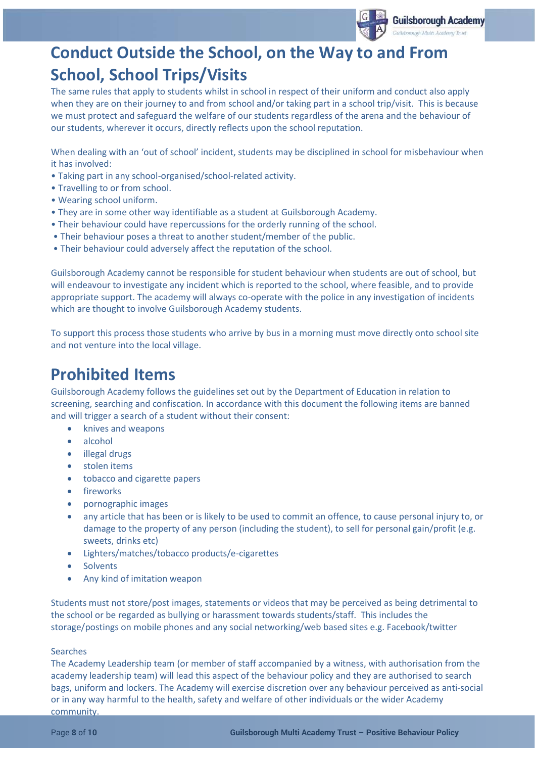## Conduct Outside the School, on the Way to and From School, School Trips/Visits

The same rules that apply to students whilst in school in respect of their uniform and conduct also apply when they are on their journey to and from school and/or taking part in a school trip/visit. This is because we must protect and safeguard the welfare of our students regardless of the arena and the behaviour of our students, wherever it occurs, directly reflects upon the school reputation.

When dealing with an 'out of school' incident, students may be disciplined in school for misbehaviour when it has involved:

- Taking part in any school-organised/school-related activity.
- Travelling to or from school.
- Wearing school uniform.
- They are in some other way identifiable as a student at Guilsborough Academy.
- Their behaviour could have repercussions for the orderly running of the school.
- Their behaviour poses a threat to another student/member of the public.
- Their behaviour could adversely affect the reputation of the school.

Guilsborough Academy cannot be responsible for student behaviour when students are out of school, but will endeavour to investigate any incident which is reported to the school, where feasible, and to provide appropriate support. The academy will always co-operate with the police in any investigation of incidents which are thought to involve Guilsborough Academy students.

To support this process those students who arrive by bus in a morning must move directly onto school site and not venture into the local village.

## Prohibited Items

Guilsborough Academy follows the guidelines set out by the Department of Education in relation to screening, searching and confiscation. In accordance with this document the following items are banned and will trigger a search of a student without their consent:

- knives and weapons
- alcohol
- illegal drugs
- stolen items
- tobacco and cigarette papers
- fireworks
- pornographic images
- any article that has been or is likely to be used to commit an offence, to cause personal injury to, or damage to the property of any person (including the student), to sell for personal gain/profit (e.g. sweets, drinks etc)
- Lighters/matches/tobacco products/e-cigarettes
- Solvents
- Any kind of imitation weapon

Students must not store/post images, statements or videos that may be perceived as being detrimental to the school or be regarded as bullying or harassment towards students/staff. This includes the storage/postings on mobile phones and any social networking/web based sites e.g. Facebook/twitter

Searches

The Academy Leadership team (or member of staff accompanied by a witness, with authorisation from the academy leadership team) will lead this aspect of the behaviour policy and they are authorised to search bags, uniform and lockers. The Academy will exercise discretion over any behaviour perceived as anti-social or in any way harmful to the health, safety and welfare of other individuals or the wider Academy community.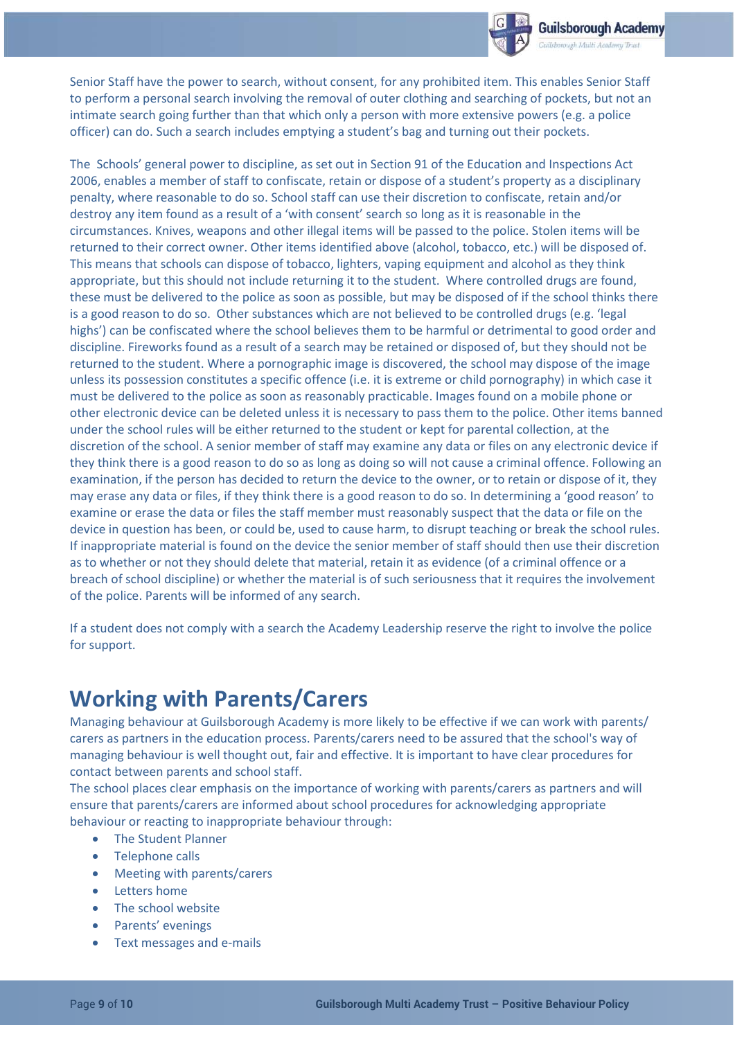Senior Staff have the power to search, without consent, for any prohibited item. This enables Senior Staff to perform a personal search involving the removal of outer clothing and searching of pockets, but not an intimate search going further than that which only a person with more extensive powers (e.g. a police officer) can do. Such a search includes emptying a student's bag and turning out their pockets.

The Schools' general power to discipline, as set out in Section 91 of the Education and Inspections Act 2006, enables a member of staff to confiscate, retain or dispose of a student's property as a disciplinary penalty, where reasonable to do so. School staff can use their discretion to confiscate, retain and/or destroy any item found as a result of a 'with consent' search so long as it is reasonable in the circumstances. Knives, weapons and other illegal items will be passed to the police. Stolen items will be returned to their correct owner. Other items identified above (alcohol, tobacco, etc.) will be disposed of. This means that schools can dispose of tobacco, lighters, vaping equipment and alcohol as they think appropriate, but this should not include returning it to the student. Where controlled drugs are found, these must be delivered to the police as soon as possible, but may be disposed of if the school thinks there is a good reason to do so. Other substances which are not believed to be controlled drugs (e.g. 'legal highs') can be confiscated where the school believes them to be harmful or detrimental to good order and discipline. Fireworks found as a result of a search may be retained or disposed of, but they should not be returned to the student. Where a pornographic image is discovered, the school may dispose of the image unless its possession constitutes a specific offence (i.e. it is extreme or child pornography) in which case it must be delivered to the police as soon as reasonably practicable. Images found on a mobile phone or other electronic device can be deleted unless it is necessary to pass them to the police. Other items banned under the school rules will be either returned to the student or kept for parental collection, at the discretion of the school. A senior member of staff may examine any data or files on any electronic device if they think there is a good reason to do so as long as doing so will not cause a criminal offence. Following an examination, if the person has decided to return the device to the owner, or to retain or dispose of it, they may erase any data or files, if they think there is a good reason to do so. In determining a 'good reason' to examine or erase the data or files the staff member must reasonably suspect that the data or file on the device in question has been, or could be, used to cause harm, to disrupt teaching or break the school rules. If inappropriate material is found on the device the senior member of staff should then use their discretion as to whether or not they should delete that material, retain it as evidence (of a criminal offence or a breach of school discipline) or whether the material is of such seriousness that it requires the involvement of the police. Parents will be informed of any search.

If a student does not comply with a search the Academy Leadership reserve the right to involve the police for support.

# Working with Parents/Carers

Managing behaviour at Guilsborough Academy is more likely to be effective if we can work with parents/ carers as partners in the education process. Parents/carers need to be assured that the school's way of managing behaviour is well thought out, fair and effective. It is important to have clear procedures for contact between parents and school staff.

The school places clear emphasis on the importance of working with parents/carers as partners and will ensure that parents/carers are informed about school procedures for acknowledging appropriate behaviour or reacting to inappropriate behaviour through:

- The Student Planner
- Telephone calls
- Meeting with parents/carers
- Letters home
- The school website
- Parents' evenings
- Text messages and e-mails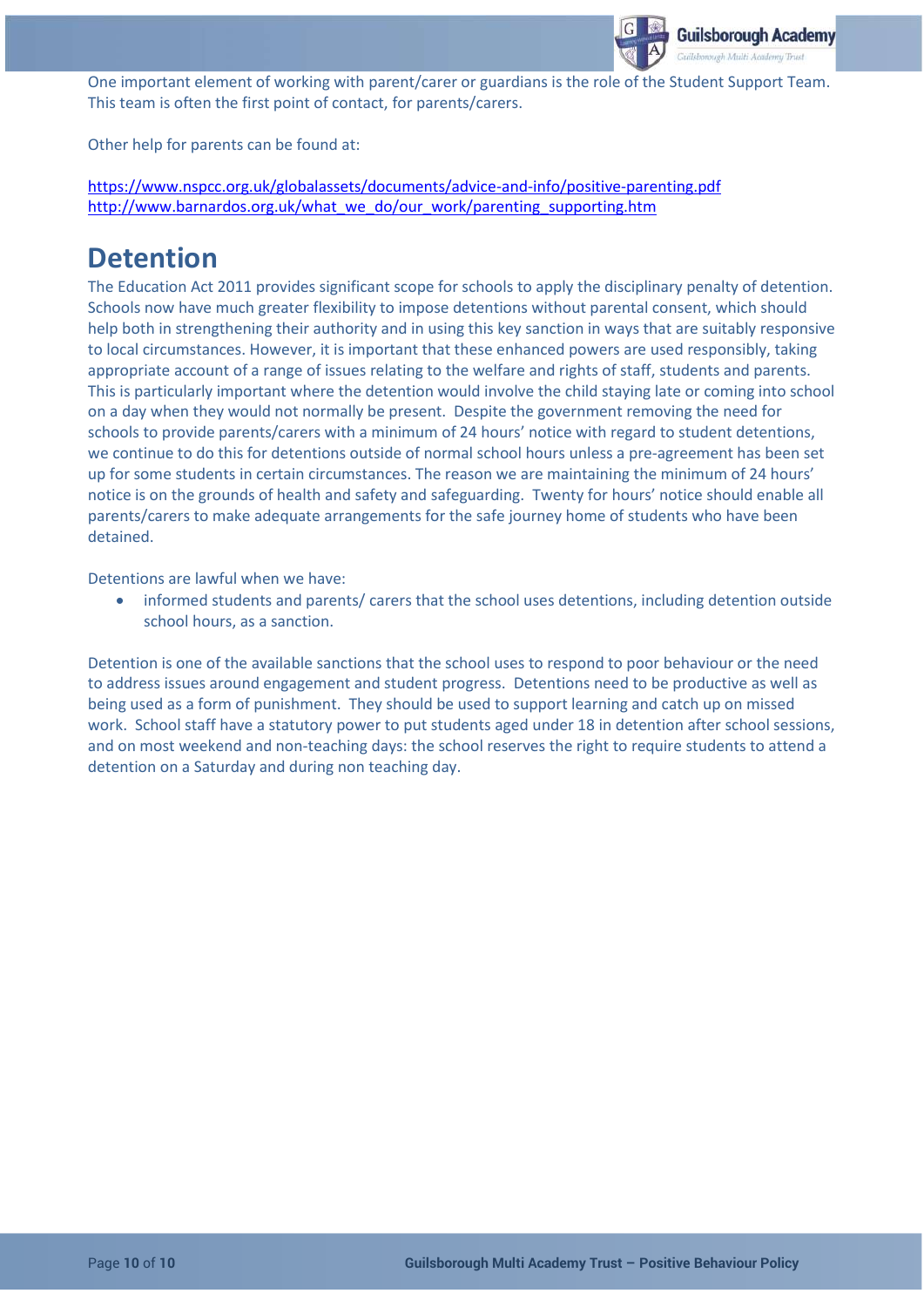One important element of working with parent/carer or guardians is the role of the Student Support Team. This team is often the first point of contact, for parents/carers.

Other help for parents can be found at:

https://www.nspcc.org.uk/globalassets/documents/advice-and-info/positive-parenting.pdf
http://www.barnardos.org.uk/what_we_do/our_work/parenting_supporting.htm

# Detention

The Education Act 2011 provides significant scope for schools to apply the disciplinary penalty of detention. Schools now have much greater flexibility to impose detentions without parental consent, which should help both in strengthening their authority and in using this key sanction in ways that are suitably responsive to local circumstances. However, it is important that these enhanced powers are used responsibly, taking appropriate account of a range of issues relating to the welfare and rights of staff, students and parents. This is particularly important where the detention would involve the child staying late or coming into school on a day when they would not normally be present. Despite the government removing the need for schools to provide parents/carers with a minimum of 24 hours' notice with regard to student detentions, we continue to do this for detentions outside of normal school hours unless a pre-agreement has been set up for some students in certain circumstances. The reason we are maintaining the minimum of 24 hours' notice is on the grounds of health and safety and safeguarding. Twenty for hours' notice should enable all parents/carers to make adequate arrangements for the safe journey home of students who have been detained.

Detentions are lawful when we have:

- informed students and parents/ carers that the school uses detentions, including detention outside school hours, as a sanction.

Detention is one of the available sanctions that the school uses to respond to poor behaviour or the need to address issues around engagement and student progress. Detentions need to be productive as well as being used as a form of punishment. They should be used to support learning and catch up on missed work. School staff have a statutory power to put students aged under 18 in detention after school sessions, and on most weekend and non-teaching days: the school reserves the right to require students to attend a detention on a Saturday and during non teaching day.